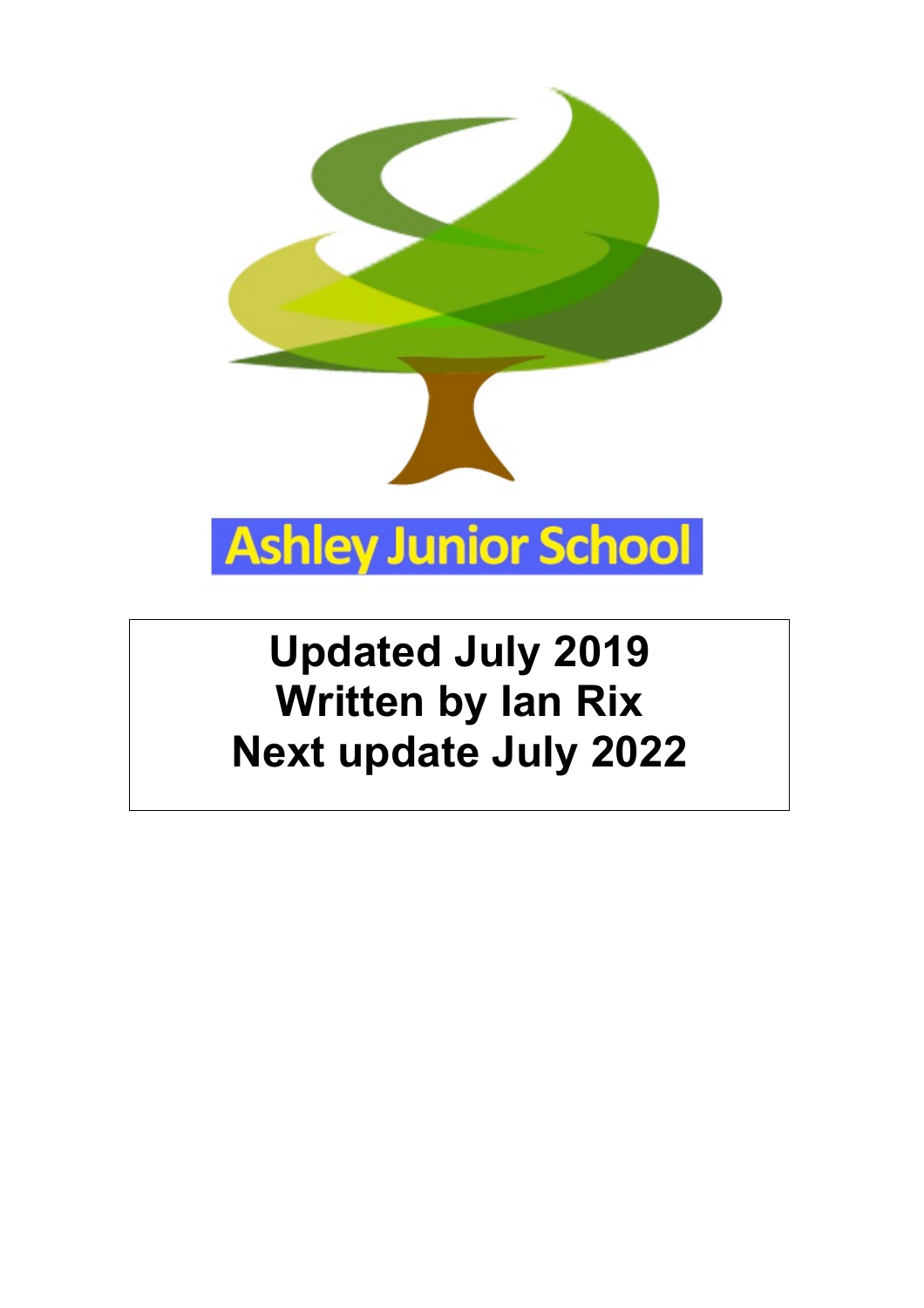# Ashley Junior School

**Updated July 2019**
**Written by Ian Rix**
**Next update July 2022**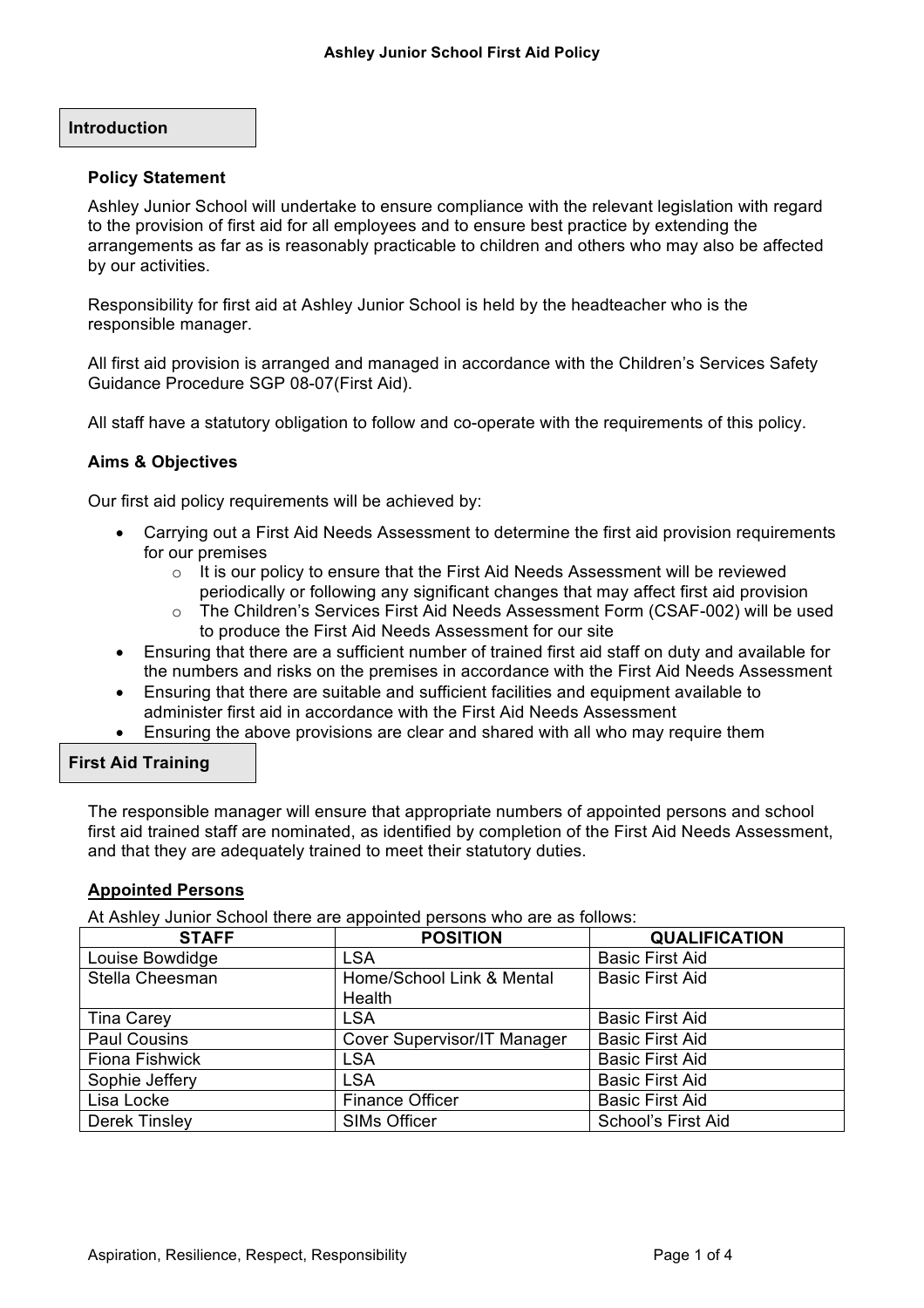## Introduction

### Policy Statement

Ashley Junior School will undertake to ensure compliance with the relevant legislation with regard to the provision of first aid for all employees and to ensure best practice by extending the arrangements as far as is reasonably practicable to children and others who may also be affected by our activities.

Responsibility for first aid at Ashley Junior School is held by the headteacher who is the responsible manager.

All first aid provision is arranged and managed in accordance with the Children's Services Safety Guidance Procedure SGP 08-07(First Aid).

All staff have a statutory obligation to follow and co-operate with the requirements of this policy.

### Aims & Objectives

Our first aid policy requirements will be achieved by:

- Carrying out a First Aid Needs Assessment to determine the first aid provision requirements for our premises
  - It is our policy to ensure that the First Aid Needs Assessment will be reviewed periodically or following any significant changes that may affect first aid provision
  - The Children's Services First Aid Needs Assessment Form (CSAF-002) will be used to produce the First Aid Needs Assessment for our site
- Ensuring that there are a sufficient number of trained first aid staff on duty and available for the numbers and risks on the premises in accordance with the First Aid Needs Assessment
- Ensuring that there are suitable and sufficient facilities and equipment available to administer first aid in accordance with the First Aid Needs Assessment
- Ensuring the above provisions are clear and shared with all who may require them

## First Aid Training

The responsible manager will ensure that appropriate numbers of appointed persons and school first aid trained staff are nominated, as identified by completion of the First Aid Needs Assessment, and that they are adequately trained to meet their statutory duties.

### Appointed Persons

At Ashley Junior School there are appointed persons who are as follows:

| STAFF | POSITION | QUALIFICATION |
|---|---|---|
| Louise Bowdidge | LSA | Basic First Aid |
| Stella Cheesman | Home/School Link & Mental Health | Basic First Aid |
| Tina Carey | LSA | Basic First Aid |
| Paul Cousins | Cover Supervisor/IT Manager | Basic First Aid |
| Fiona Fishwick | LSA | Basic First Aid |
| Sophie Jeffery | LSA | Basic First Aid |
| Lisa Locke | Finance Officer | Basic First Aid |
| Derek Tinsley | SIMs Officer | School's First Aid |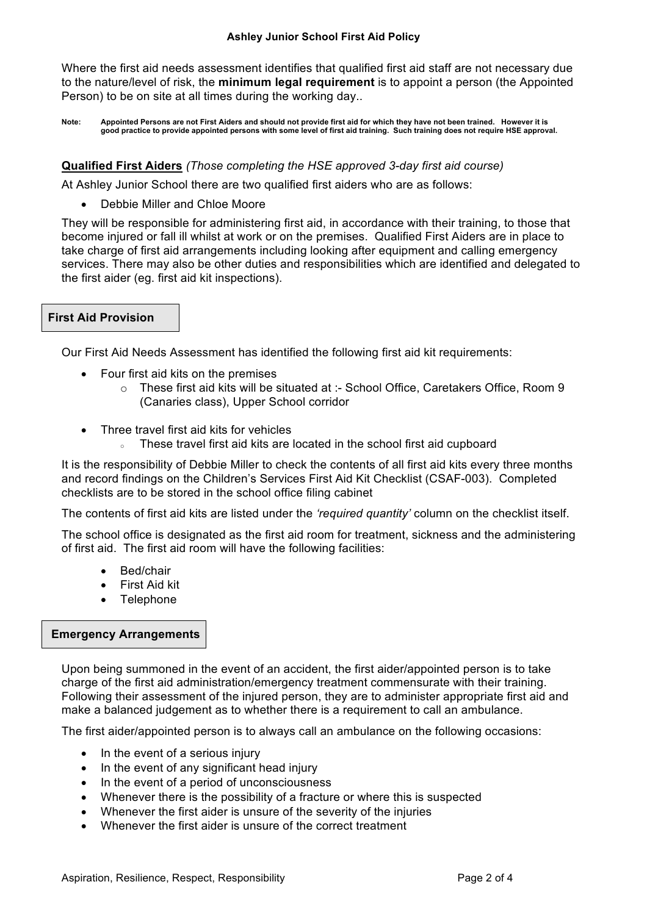Where the first aid needs assessment identifies that qualified first aid staff are not necessary due to the nature/level of risk, the **minimum legal requirement** is to appoint a person (the Appointed Person) to be on site at all times during the working day..

**Note: Appointed Persons are not First Aiders and should not provide first aid for which they have not been trained. However it is good practice to provide appointed persons with some level of first aid training. Such training does not require HSE approval.**

**Qualified First Aiders** *(Those completing the HSE approved 3-day first aid course)*

At Ashley Junior School there are two qualified first aiders who are as follows:

- Debbie Miller and Chloe Moore

They will be responsible for administering first aid, in accordance with their training, to those that become injured or fall ill whilst at work or on the premises. Qualified First Aiders are in place to take charge of first aid arrangements including looking after equipment and calling emergency services. There may also be other duties and responsibilities which are identified and delegated to the first aider (eg. first aid kit inspections).

## First Aid Provision

Our First Aid Needs Assessment has identified the following first aid kit requirements:

- Four first aid kits on the premises
    - These first aid kits will be situated at :- School Office, Caretakers Office, Room 9 (Canaries class), Upper School corridor
- Three travel first aid kits for vehicles
    - These travel first aid kits are located in the school first aid cupboard

It is the responsibility of Debbie Miller to check the contents of all first aid kits every three months and record findings on the Children's Services First Aid Kit Checklist (CSAF-003). Completed checklists are to be stored in the school office filing cabinet

The contents of first aid kits are listed under the *'required quantity'* column on the checklist itself.

The school office is designated as the first aid room for treatment, sickness and the administering of first aid. The first aid room will have the following facilities:

- Bed/chair
- First Aid kit
- Telephone

## Emergency Arrangements

Upon being summoned in the event of an accident, the first aider/appointed person is to take charge of the first aid administration/emergency treatment commensurate with their training. Following their assessment of the injured person, they are to administer appropriate first aid and make a balanced judgement as to whether there is a requirement to call an ambulance.

The first aider/appointed person is to always call an ambulance on the following occasions:

- In the event of a serious injury
- In the event of any significant head injury
- In the event of a period of unconsciousness
- Whenever there is the possibility of a fracture or where this is suspected
- Whenever the first aider is unsure of the severity of the injuries
- Whenever the first aider is unsure of the correct treatment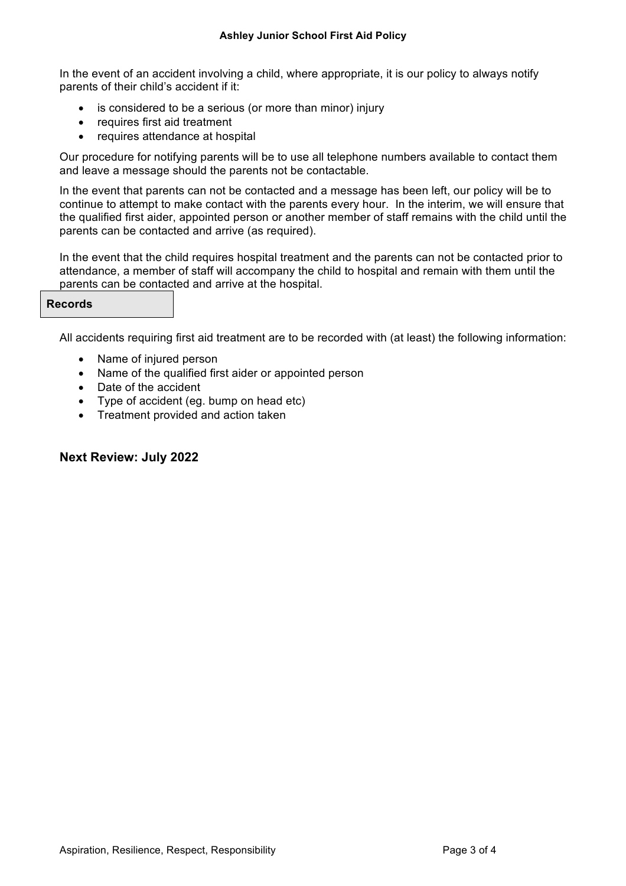In the event of an accident involving a child, where appropriate, it is our policy to always notify parents of their child's accident if it:

- is considered to be a serious (or more than minor) injury
- requires first aid treatment
- requires attendance at hospital

Our procedure for notifying parents will be to use all telephone numbers available to contact them and leave a message should the parents not be contactable.

In the event that parents can not be contacted and a message has been left, our policy will be to continue to attempt to make contact with the parents every hour. In the interim, we will ensure that the qualified first aider, appointed person or another member of staff remains with the child until the parents can be contacted and arrive (as required).

In the event that the child requires hospital treatment and the parents can not be contacted prior to attendance, a member of staff will accompany the child to hospital and remain with them until the parents can be contacted and arrive at the hospital.

## Records

All accidents requiring first aid treatment are to be recorded with (at least) the following information:

- Name of injured person
- Name of the qualified first aider or appointed person
- Date of the accident
- Type of accident (eg. bump on head etc)
- Treatment provided and action taken

## Next Review: July 2022